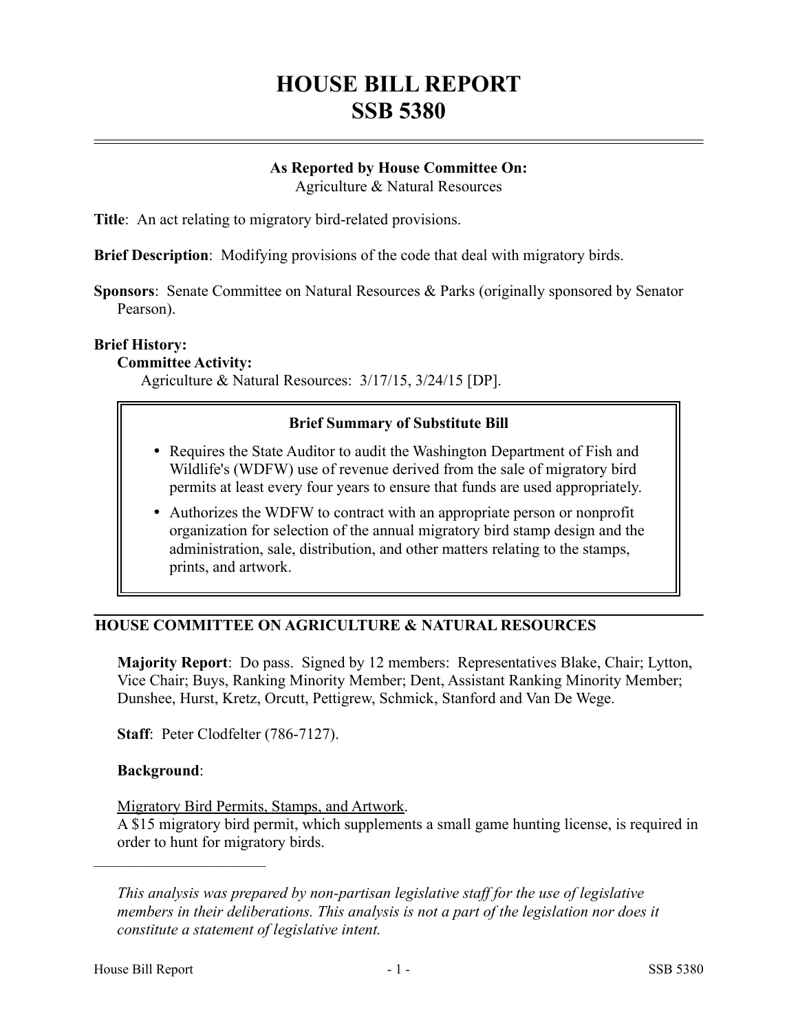# HOUSE BILL REPORT
# SSB 5380

**As Reported by House Committee On:**
Agriculture & Natural Resources

**Title**: An act relating to migratory bird-related provisions.

**Brief Description**: Modifying provisions of the code that deal with migratory birds.

**Sponsors**: Senate Committee on Natural Resources & Parks (originally sponsored by Senator Pearson).

**Brief History:**

**Committee Activity:**

Agriculture & Natural Resources: 3/17/15, 3/24/15 [DP].

**Brief Summary of Substitute Bill**

- Requires the State Auditor to audit the Washington Department of Fish and Wildlife's (WDFW) use of revenue derived from the sale of migratory bird permits at least every four years to ensure that funds are used appropriately.
- Authorizes the WDFW to contract with an appropriate person or nonprofit organization for selection of the annual migratory bird stamp design and the administration, sale, distribution, and other matters relating to the stamps, prints, and artwork.

## HOUSE COMMITTEE ON AGRICULTURE & NATURAL RESOURCES

**Majority Report**: Do pass. Signed by 12 members: Representatives Blake, Chair; Lytton, Vice Chair; Buys, Ranking Minority Member; Dent, Assistant Ranking Minority Member; Dunshee, Hurst, Kretz, Orcutt, Pettigrew, Schmick, Stanford and Van De Wege.

**Staff**: Peter Clodfelter (786-7127).

**Background**:

Migratory Bird Permits, Stamps, and Artwork.

A $15 migratory bird permit, which supplements a small game hunting license, is required in order to hunt for migratory birds.

*This analysis was prepared by non-partisan legislative staff for the use of legislative members in their deliberations. This analysis is not a part of the legislation nor does it constitute a statement of legislative intent.*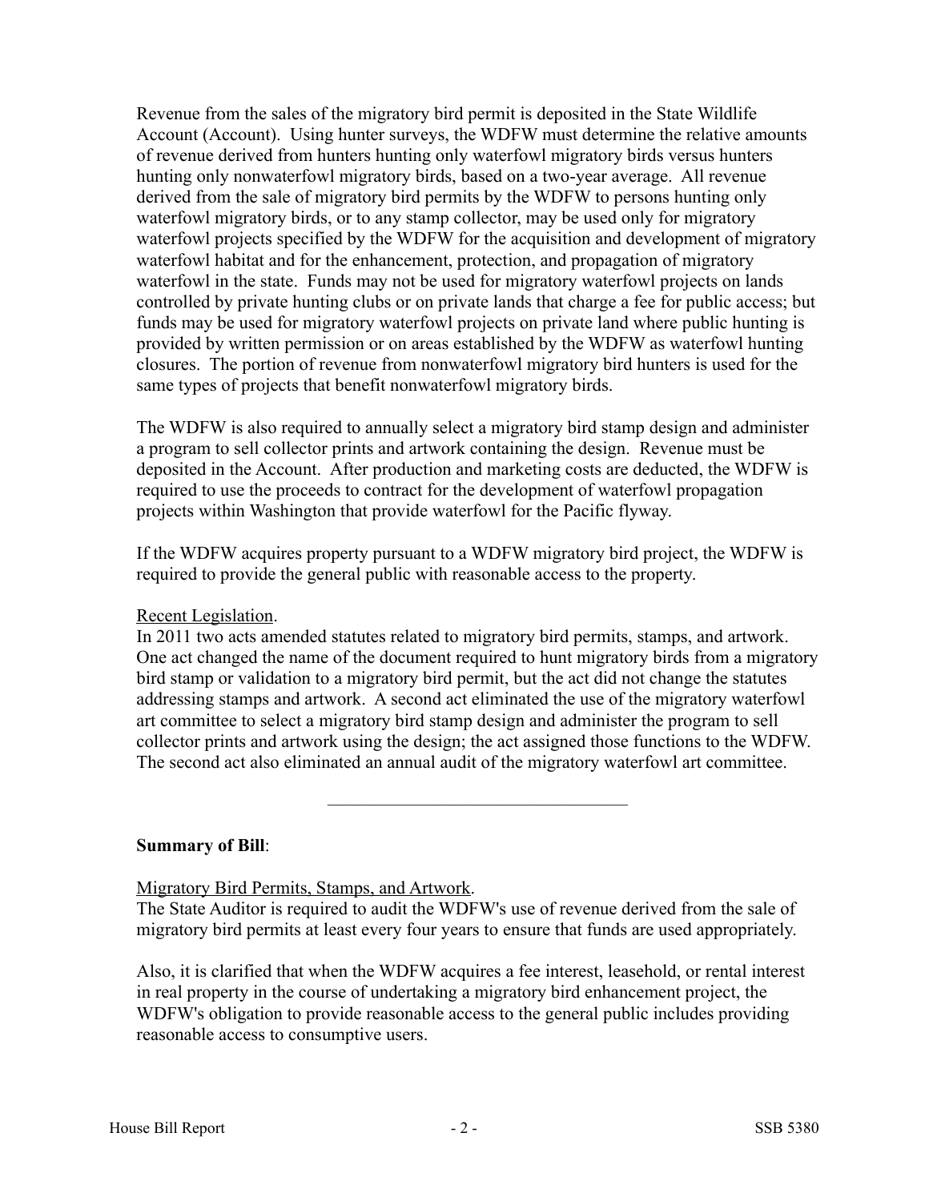Revenue from the sales of the migratory bird permit is deposited in the State Wildlife Account (Account). Using hunter surveys, the WDFW must determine the relative amounts of revenue derived from hunters hunting only waterfowl migratory birds versus hunters hunting only nonwaterfowl migratory birds, based on a two-year average. All revenue derived from the sale of migratory bird permits by the WDFW to persons hunting only waterfowl migratory birds, or to any stamp collector, may be used only for migratory waterfowl projects specified by the WDFW for the acquisition and development of migratory waterfowl habitat and for the enhancement, protection, and propagation of migratory waterfowl in the state. Funds may not be used for migratory waterfowl projects on lands controlled by private hunting clubs or on private lands that charge a fee for public access; but funds may be used for migratory waterfowl projects on private land where public hunting is provided by written permission or on areas established by the WDFW as waterfowl hunting closures. The portion of revenue from nonwaterfowl migratory bird hunters is used for the same types of projects that benefit nonwaterfowl migratory birds.

The WDFW is also required to annually select a migratory bird stamp design and administer a program to sell collector prints and artwork containing the design. Revenue must be deposited in the Account. After production and marketing costs are deducted, the WDFW is required to use the proceeds to contract for the development of waterfowl propagation projects within Washington that provide waterfowl for the Pacific flyway.

If the WDFW acquires property pursuant to a WDFW migratory bird project, the WDFW is required to provide the general public with reasonable access to the property.

Recent Legislation.

In 2011 two acts amended statutes related to migratory bird permits, stamps, and artwork. One act changed the name of the document required to hunt migratory birds from a migratory bird stamp or validation to a migratory bird permit, but the act did not change the statutes addressing stamps and artwork. A second act eliminated the use of the migratory waterfowl art committee to select a migratory bird stamp design and administer the program to sell collector prints and artwork using the design; the act assigned those functions to the WDFW. The second act also eliminated an annual audit of the migratory waterfowl art committee.

---

**Summary of Bill**:

Migratory Bird Permits, Stamps, and Artwork.

The State Auditor is required to audit the WDFW's use of revenue derived from the sale of migratory bird permits at least every four years to ensure that funds are used appropriately.

Also, it is clarified that when the WDFW acquires a fee interest, leasehold, or rental interest in real property in the course of undertaking a migratory bird enhancement project, the WDFW's obligation to provide reasonable access to the general public includes providing reasonable access to consumptive users.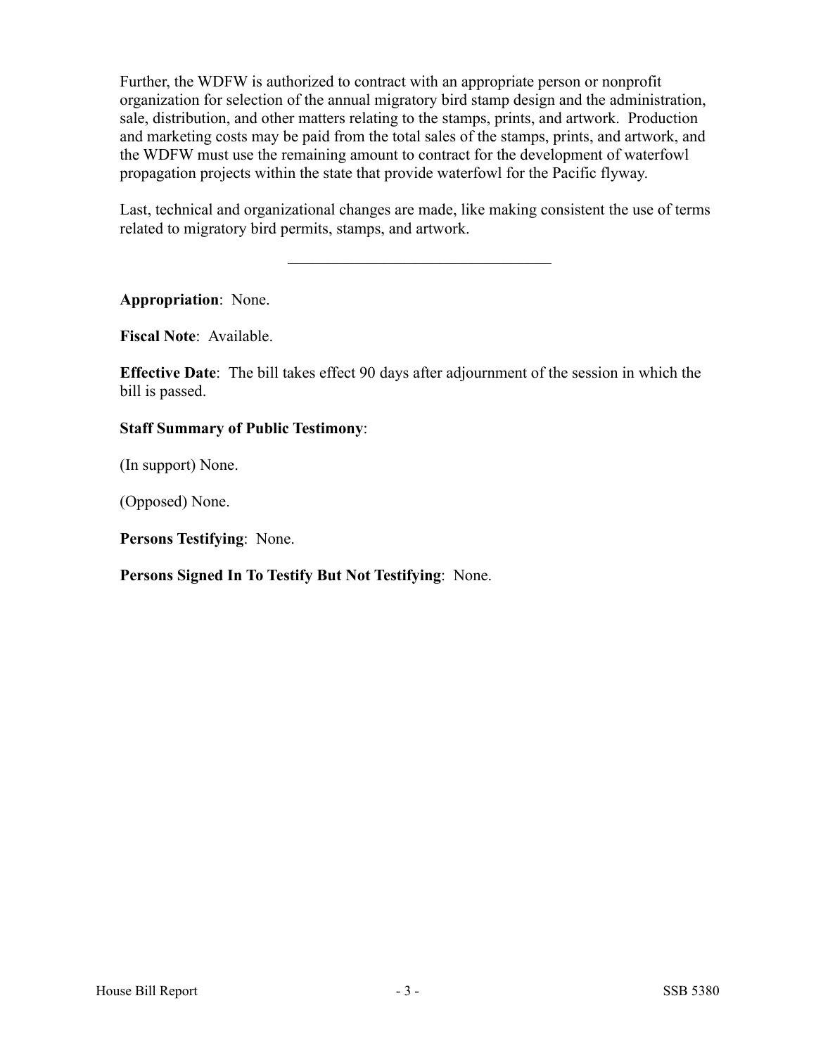Further, the WDFW is authorized to contract with an appropriate person or nonprofit organization for selection of the annual migratory bird stamp design and the administration, sale, distribution, and other matters relating to the stamps, prints, and artwork. Production and marketing costs may be paid from the total sales of the stamps, prints, and artwork, and the WDFW must use the remaining amount to contract for the development of waterfowl propagation projects within the state that provide waterfowl for the Pacific flyway.

Last, technical and organizational changes are made, like making consistent the use of terms related to migratory bird permits, stamps, and artwork.

---

**Appropriation**: None.

**Fiscal Note**: Available.

**Effective Date**: The bill takes effect 90 days after adjournment of the session in which the bill is passed.

**Staff Summary of Public Testimony**:

(In support) None.

(Opposed) None.

**Persons Testifying**: None.

**Persons Signed In To Testify But Not Testifying**: None.